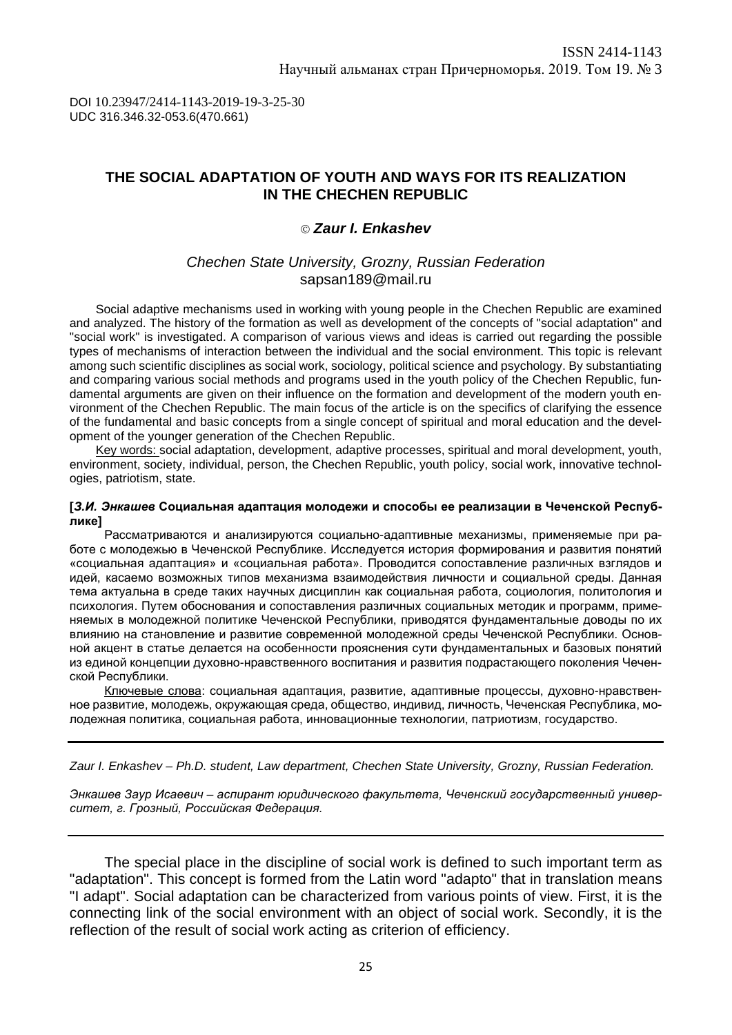DOI 10.23947/2414-1143-2019-19-3-25-30
UDC 316.346.32-053.6(470.661)

# THE SOCIAL ADAPTATION OF YOUTH AND WAYS FOR ITS REALIZATION IN THE CHECHEN REPUBLIC

© ***Zaur I. Enkashev***

*Chechen State University, Grozny, Russian Federation*
sapsan189@mail.ru

Social adaptive mechanisms used in working with young people in the Chechen Republic are examined and analyzed. The history of the formation as well as development of the concepts of "social adaptation" and "social work" is investigated. A comparison of various views and ideas is carried out regarding the possible types of mechanisms of interaction between the individual and the social environment. This topic is relevant among such scientific disciplines as social work, sociology, political science and psychology. By substantiating and comparing various social methods and programs used in the youth policy of the Chechen Republic, fundamental arguments are given on their influence on the formation and development of the modern youth environment of the Chechen Republic. The main focus of the article is on the specifics of clarifying the essence of the fundamental and basic concepts from a single concept of spiritual and moral education and the development of the younger generation of the Chechen Republic.

Key words: social adaptation, development, adaptive processes, spiritual and moral development, youth, environment, society, individual, person, the Chechen Republic, youth policy, social work, innovative technologies, patriotism, state.

**[*З.И. Энкашев* Социальная адаптация молодежи и способы ее реализации в Чеченской Республике]**

Рассматриваются и анализируются социально-адаптивные механизмы, применяемые при работе с молодежью в Чеченской Республике. Исследуется история формирования и развития понятий «социальная адаптация» и «социальная работа». Проводится сопоставление различных взглядов и идей, касаемо возможных типов механизма взаимодействия личности и социальной среды. Данная тема актуальна в среде таких научных дисциплин как социальная работа, социология, политология и психология. Путем обоснования и сопоставления различных социальных методик и программ, применяемых в молодежной политике Чеченской Республики, приводятся фундаментальные доводы по их влиянию на становление и развитие современной молодежной среды Чеченской Республики. Основной акцент в статье делается на особенности прояснения сути фундаментальных и базовых понятий из единой концепции духовно-нравственного воспитания и развития подрастающего поколения Чеченской Республики.

Ключевые слова: социальная адаптация, развитие, адаптивные процессы, духовно-нравственное развитие, молодежь, окружающая среда, общество, индивид, личность, Чеченская Республика, молодежная политика, социальная работа, инновационные технологии, патриотизм, государство.

---

*Zaur I. Enkashev – Ph.D. student, Law department, Chechen State University, Grozny, Russian Federation.*

*Энкашев Заур Исаевич – аспирант юридического факультета, Чеченский государственный университет, г. Грозный, Российская Федерация.*

---

The special place in the discipline of social work is defined to such important term as "adaptation". This concept is formed from the Latin word "adapto" that in translation means "I adapt". Social adaptation can be characterized from various points of view. First, it is the connecting link of the social environment with an object of social work. Secondly, it is the reflection of the result of social work acting as criterion of efficiency.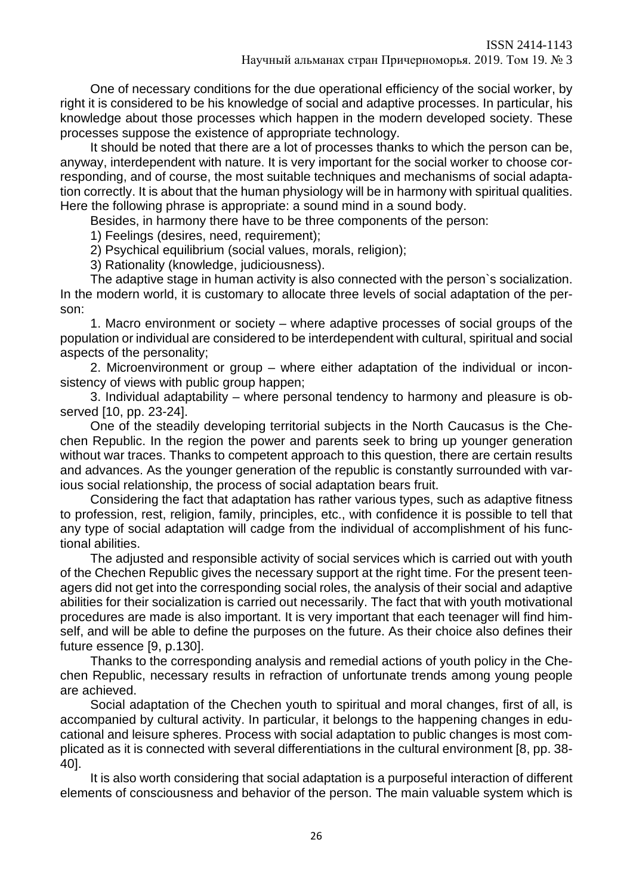One of necessary conditions for the due operational efficiency of the social worker, by right it is considered to be his knowledge of social and adaptive processes. In particular, his knowledge about those processes which happen in the modern developed society. These processes suppose the existence of appropriate technology.

It should be noted that there are a lot of processes thanks to which the person can be, anyway, interdependent with nature. It is very important for the social worker to choose corresponding, and of course, the most suitable techniques and mechanisms of social adaptation correctly. It is about that the human physiology will be in harmony with spiritual qualities. Here the following phrase is appropriate: a sound mind in a sound body.

Besides, in harmony there have to be three components of the person:

1) Feelings (desires, need, requirement);

2) Psychical equilibrium (social values, morals, religion);

3) Rationality (knowledge, judiciousness).

The adaptive stage in human activity is also connected with the person`s socialization. In the modern world, it is customary to allocate three levels of social adaptation of the person:

1. Macro environment or society – where adaptive processes of social groups of the population or individual are considered to be interdependent with cultural, spiritual and social aspects of the personality;

2. Microenvironment or group – where either adaptation of the individual or inconsistency of views with public group happen;

3. Individual adaptability – where personal tendency to harmony and pleasure is observed [10, pp. 23-24].

One of the steadily developing territorial subjects in the North Caucasus is the Chechen Republic. In the region the power and parents seek to bring up younger generation without war traces. Thanks to competent approach to this question, there are certain results and advances. As the younger generation of the republic is constantly surrounded with various social relationship, the process of social adaptation bears fruit.

Considering the fact that adaptation has rather various types, such as adaptive fitness to profession, rest, religion, family, principles, etc., with confidence it is possible to tell that any type of social adaptation will cadge from the individual of accomplishment of his functional abilities.

The adjusted and responsible activity of social services which is carried out with youth of the Chechen Republic gives the necessary support at the right time. For the present teenagers did not get into the corresponding social roles, the analysis of their social and adaptive abilities for their socialization is carried out necessarily. The fact that with youth motivational procedures are made is also important. It is very important that each teenager will find himself, and will be able to define the purposes on the future. As their choice also defines their future essence [9, p.130].

Thanks to the corresponding analysis and remedial actions of youth policy in the Chechen Republic, necessary results in refraction of unfortunate trends among young people are achieved.

Social adaptation of the Chechen youth to spiritual and moral changes, first of all, is accompanied by cultural activity. In particular, it belongs to the happening changes in educational and leisure spheres. Process with social adaptation to public changes is most complicated as it is connected with several differentiations in the cultural environment [8, pp. 38-40].

It is also worth considering that social adaptation is a purposeful interaction of different elements of consciousness and behavior of the person. The main valuable system which is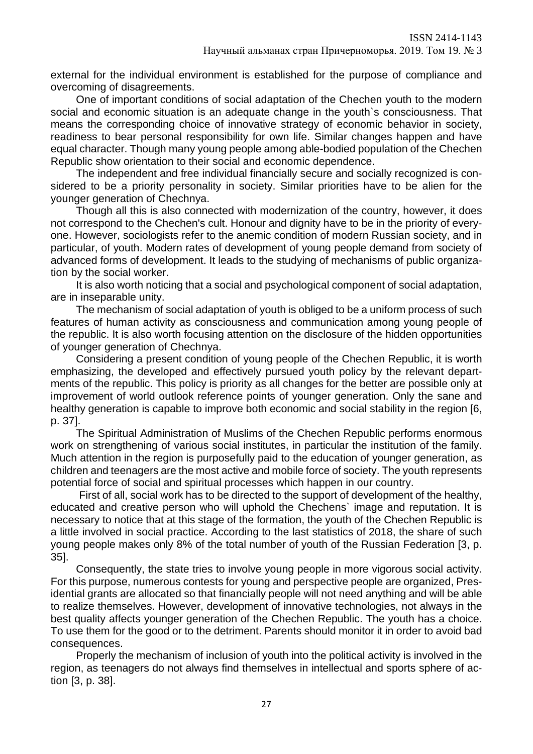external for the individual environment is established for the purpose of compliance and overcoming of disagreements.

One of important conditions of social adaptation of the Chechen youth to the modern social and economic situation is an adequate change in the youth`s consciousness. That means the corresponding choice of innovative strategy of economic behavior in society, readiness to bear personal responsibility for own life. Similar changes happen and have equal character. Though many young people among able-bodied population of the Chechen Republic show orientation to their social and economic dependence.

The independent and free individual financially secure and socially recognized is considered to be a priority personality in society. Similar priorities have to be alien for the younger generation of Chechnya.

Though all this is also connected with modernization of the country, however, it does not correspond to the Chechen's cult. Honour and dignity have to be in the priority of everyone. However, sociologists refer to the anemic condition of modern Russian society, and in particular, of youth. Modern rates of development of young people demand from society of advanced forms of development. It leads to the studying of mechanisms of public organization by the social worker.

It is also worth noticing that a social and psychological component of social adaptation, are in inseparable unity.

The mechanism of social adaptation of youth is obliged to be a uniform process of such features of human activity as consciousness and communication among young people of the republic. It is also worth focusing attention on the disclosure of the hidden opportunities of younger generation of Chechnya.

Considering a present condition of young people of the Chechen Republic, it is worth emphasizing, the developed and effectively pursued youth policy by the relevant departments of the republic. This policy is priority as all changes for the better are possible only at improvement of world outlook reference points of younger generation. Only the sane and healthy generation is capable to improve both economic and social stability in the region [6, p. 37].

The Spiritual Administration of Muslims of the Chechen Republic performs enormous work on strengthening of various social institutes, in particular the institution of the family. Much attention in the region is purposefully paid to the education of younger generation, as children and teenagers are the most active and mobile force of society. The youth represents potential force of social and spiritual processes which happen in our country.

First of all, social work has to be directed to the support of development of the healthy, educated and creative person who will uphold the Chechens` image and reputation. It is necessary to notice that at this stage of the formation, the youth of the Chechen Republic is a little involved in social practice. According to the last statistics of 2018, the share of such young people makes only 8% of the total number of youth of the Russian Federation [3, p. 35].

Consequently, the state tries to involve young people in more vigorous social activity. For this purpose, numerous contests for young and perspective people are organized, Presidential grants are allocated so that financially people will not need anything and will be able to realize themselves. However, development of innovative technologies, not always in the best quality affects younger generation of the Chechen Republic. The youth has a choice. To use them for the good or to the detriment. Parents should monitor it in order to avoid bad consequences.

Properly the mechanism of inclusion of youth into the political activity is involved in the region, as teenagers do not always find themselves in intellectual and sports sphere of action [3, p. 38].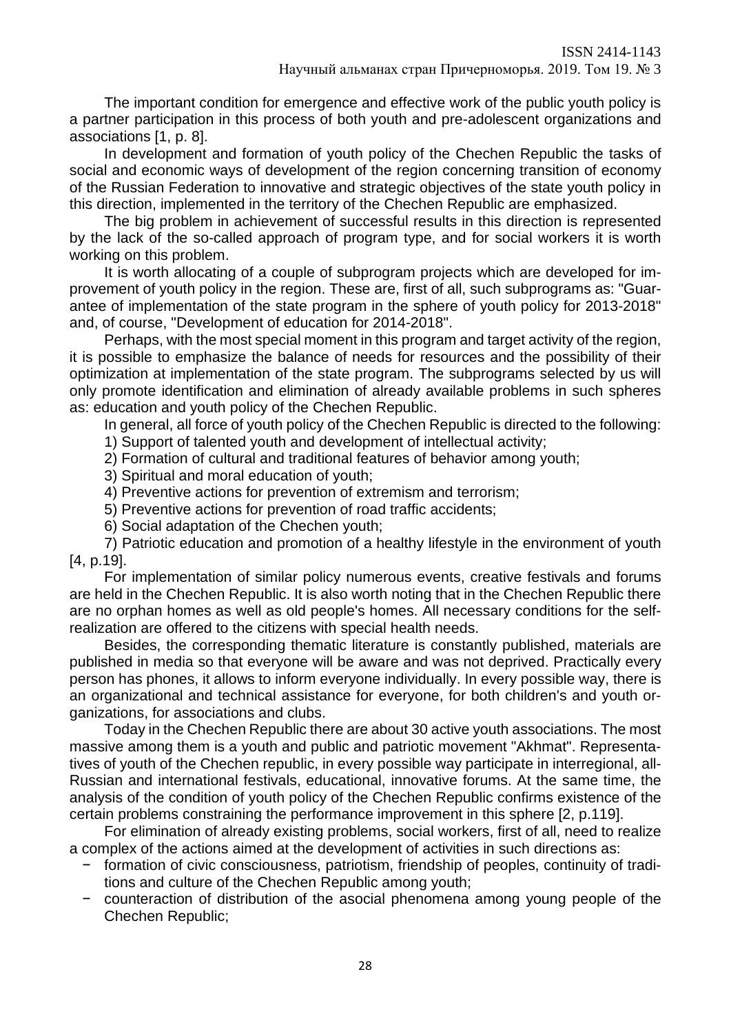The important condition for emergence and effective work of the public youth policy is a partner participation in this process of both youth and pre-adolescent organizations and associations [1, p. 8].

In development and formation of youth policy of the Chechen Republic the tasks of social and economic ways of development of the region concerning transition of economy of the Russian Federation to innovative and strategic objectives of the state youth policy in this direction, implemented in the territory of the Chechen Republic are emphasized.

The big problem in achievement of successful results in this direction is represented by the lack of the so-called approach of program type, and for social workers it is worth working on this problem.

It is worth allocating of a couple of subprogram projects which are developed for improvement of youth policy in the region. These are, first of all, such subprograms as: "Guarantee of implementation of the state program in the sphere of youth policy for 2013-2018" and, of course, "Development of education for 2014-2018".

Perhaps, with the most special moment in this program and target activity of the region, it is possible to emphasize the balance of needs for resources and the possibility of their optimization at implementation of the state program. The subprograms selected by us will only promote identification and elimination of already available problems in such spheres as: education and youth policy of the Chechen Republic.

In general, all force of youth policy of the Chechen Republic is directed to the following:

1) Support of talented youth and development of intellectual activity;
2) Formation of cultural and traditional features of behavior among youth;
3) Spiritual and moral education of youth;
4) Preventive actions for prevention of extremism and terrorism;
5) Preventive actions for prevention of road traffic accidents;
6) Social adaptation of the Chechen youth;
7) Patriotic education and promotion of a healthy lifestyle in the environment of youth [4, p.19].

For implementation of similar policy numerous events, creative festivals and forums are held in the Chechen Republic. It is also worth noting that in the Chechen Republic there are no orphan homes as well as old people's homes. All necessary conditions for the self-realization are offered to the citizens with special health needs.

Besides, the corresponding thematic literature is constantly published, materials are published in media so that everyone will be aware and was not deprived. Practically every person has phones, it allows to inform everyone individually. In every possible way, there is an organizational and technical assistance for everyone, for both children's and youth organizations, for associations and clubs.

Today in the Chechen Republic there are about 30 active youth associations. The most massive among them is a youth and public and patriotic movement "Akhmat". Representatives of youth of the Chechen republic, in every possible way participate in interregional, all-Russian and international festivals, educational, innovative forums. At the same time, the analysis of the condition of youth policy of the Chechen Republic confirms existence of the certain problems constraining the performance improvement in this sphere [2, p.119].

For elimination of already existing problems, social workers, first of all, need to realize a complex of the actions aimed at the development of activities in such directions as:

- formation of civic consciousness, patriotism, friendship of peoples, continuity of traditions and culture of the Chechen Republic among youth;
- counteraction of distribution of the asocial phenomena among young people of the Chechen Republic;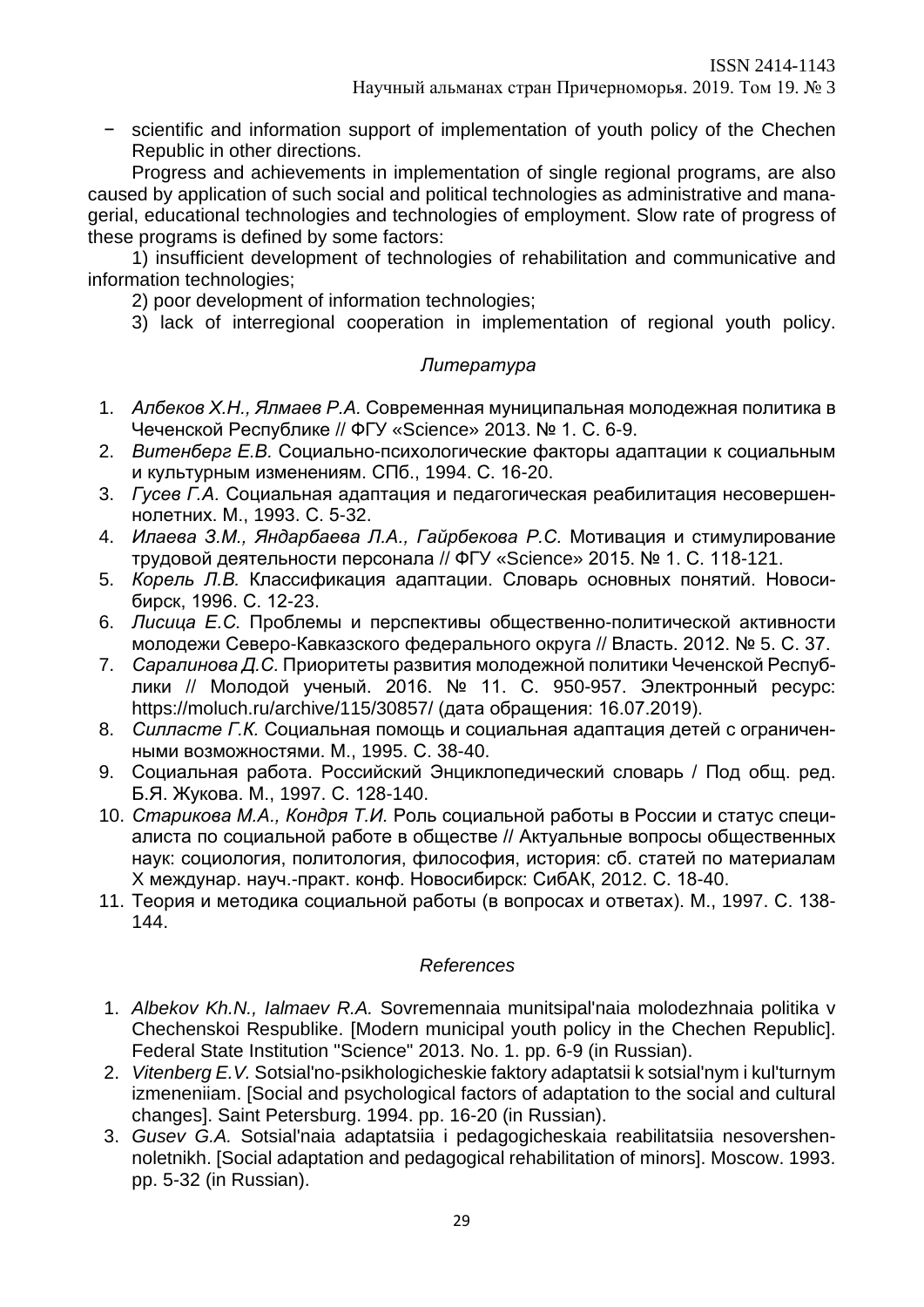− scientific and information support of implementation of youth policy of the Chechen Republic in other directions.

Progress and achievements in implementation of single regional programs, are also caused by application of such social and political technologies as administrative and managerial, educational technologies and technologies of employment. Slow rate of progress of these programs is defined by some factors:

1) insufficient development of technologies of rehabilitation and communicative and information technologies;

2) poor development of information technologies;

3) lack of interregional cooperation in implementation of regional youth policy.

## *Литература*

1. *Албеков Х.Н., Ялмаев Р.А.* Современная муниципальная молодежная политика в Чеченской Республике // ФГУ «Science» 2013. № 1. С. 6-9.
2. *Витенберг Е.В.* Социально-психологические факторы адаптации к социальным и культурным изменениям. СПб., 1994. С. 16-20.
3. *Гусев Г.А.* Социальная адаптация и педагогическая реабилитация несовершеннолетних. М., 1993. С. 5-32.
4. *Илаева З.М., Яндарбаева Л.А., Гайрбекова Р.С.* Мотивация и стимулирование трудовой деятельности персонала // ФГУ «Science» 2015. № 1. С. 118-121.
5. *Корель Л.В.* Классификация адаптации. Словарь основных понятий. Новосибирск, 1996. С. 12-23.
6. *Лисица Е.С.* Проблемы и перспективы общественно-политической активности молодежи Северо-Кавказского федерального округа // Власть. 2012. № 5. С. 37.
7. *Саралинова Д.С.* Приоритеты развития молодежной политики Чеченской Республики // Молодой ученый. 2016. № 11. С. 950-957. Электронный ресурс: https://moluch.ru/archive/115/30857/ (дата обращения: 16.07.2019).
8. *Силласте Г.К.* Социальная помощь и социальная адаптация детей с ограниченными возможностями. М., 1995. С. 38-40.
9. Социальная работа. Российский Энциклопедический словарь / Под общ. ред. Б.Я. Жукова. М., 1997. С. 128-140.
10. *Старикова М.А., Кондря Т.И.* Роль социальной работы в России и статус специалиста по социальной работе в обществе // Актуальные вопросы общественных наук: социология, политология, философия, история: сб. статей по материалам X междунар. науч.-практ. конф. Новосибирск: СибАК, 2012. С. 18-40.
11. Теория и методика социальной работы (в вопросах и ответах). М., 1997. С. 138-144.

## *References*

1. *Albekov Kh.N., Ialmaev R.A.* Sovremennaia munitsipal'naia molodezhnaia politika v Chechenskoi Respublike. [Modern municipal youth policy in the Chechen Republic]. Federal State Institution "Science" 2013. No. 1. pp. 6-9 (in Russian).
2. *Vitenberg E.V.* Sotsial'no-psikhologicheskie faktory adaptatsii k sotsial'nym i kul'turnym izmeneniiam. [Social and psychological factors of adaptation to the social and cultural changes]. Saint Petersburg. 1994. pp. 16-20 (in Russian).
3. *Gusev G.A.* Sotsial'naia adaptatsiia i pedagogicheskaia reabilitatsiia nesovershennoletnikh. [Social adaptation and pedagogical rehabilitation of minors]. Moscow. 1993. pp. 5-32 (in Russian).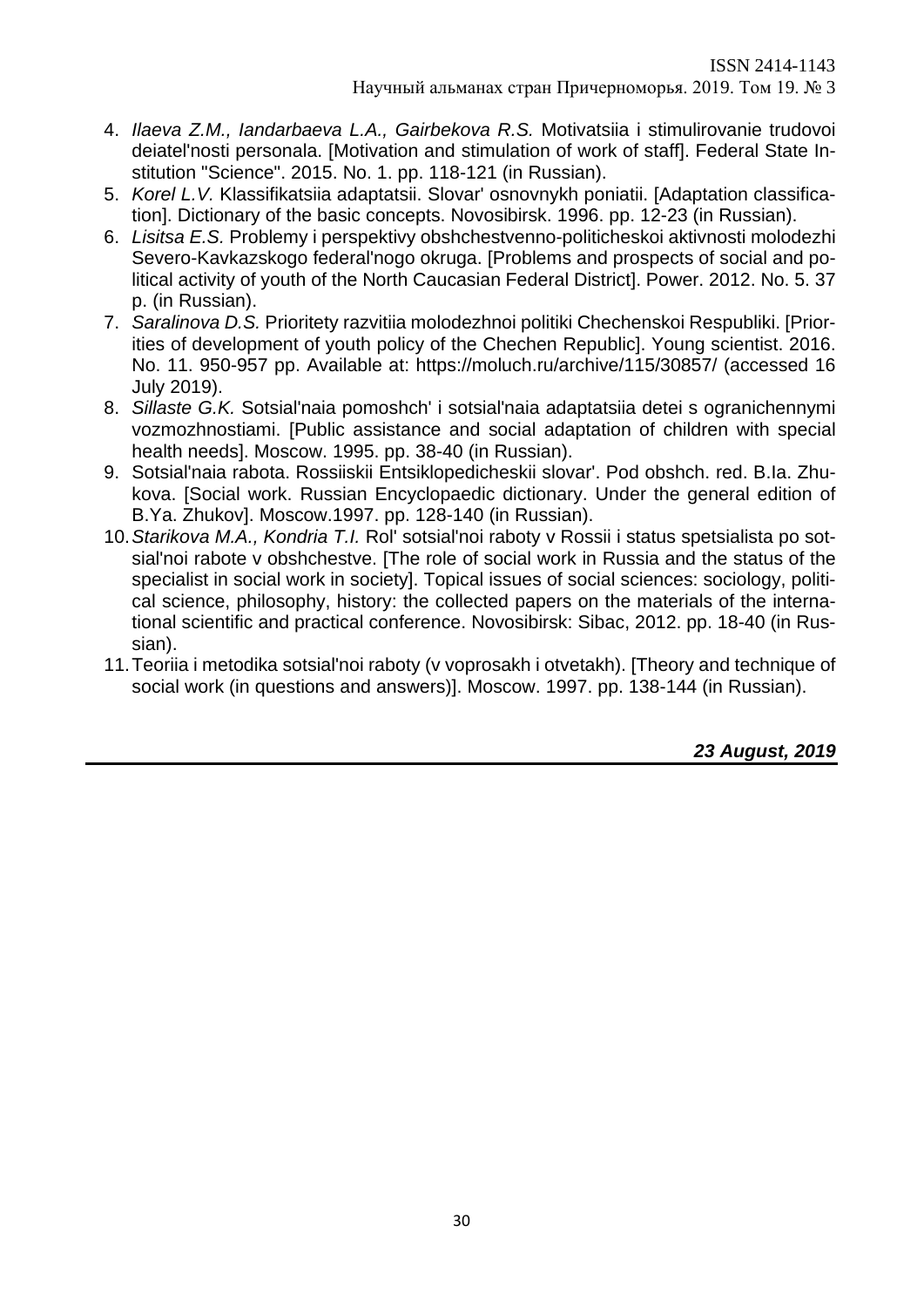4. *Ilaeva Z.M., Iandarbaeva L.A., Gairbekova R.S.* Motivatsiia i stimulirovanie trudovoi deiatel'nosti personala. [Motivation and stimulation of work of staff]. Federal State Institution "Science". 2015. No. 1. pp. 118-121 (in Russian).
5. *Korel L.V.* Klassifikatsiia adaptatsii. Slovar' osnovnykh poniatii. [Adaptation classification]. Dictionary of the basic concepts. Novosibirsk. 1996. pp. 12-23 (in Russian).
6. *Lisitsa E.S.* Problemy i perspektivy obshchestvenno-politicheskoi aktivnosti molodezhi Severo-Kavkazskogo federal'nogo okruga. [Problems and prospects of social and political activity of youth of the North Caucasian Federal District]. Power. 2012. No. 5. 37 p. (in Russian).
7. *Saralinova D.S.* Prioritety razvitiia molodezhnoi politiki Chechenskoi Respubliki. [Priorities of development of youth policy of the Chechen Republic]. Young scientist. 2016. No. 11. 950-957 pp. Available at: https://moluch.ru/archive/115/30857/ (accessed 16 July 2019).
8. *Sillaste G.K.* Sotsial'naia pomoshch' i sotsial'naia adaptatsiia detei s ogranichennymi vozmozhnostiami. [Public assistance and social adaptation of children with special health needs]. Moscow. 1995. pp. 38-40 (in Russian).
9. Sotsial'naia rabota. Rossiiskii Entsiklopedicheskii slovar'. Pod obshch. red. B.Ia. Zhukova. [Social work. Russian Encyclopaedic dictionary. Under the general edition of B.Ya. Zhukov]. Moscow.1997. pp. 128-140 (in Russian).
10. *Starikova M.A., Kondria T.I.* Rol' sotsial'noi raboty v Rossii i status spetsialista po sotsial'noi rabote v obshchestve. [The role of social work in Russia and the status of the specialist in social work in society]. Topical issues of social sciences: sociology, political science, philosophy, history: the collected papers on the materials of the international scientific and practical conference. Novosibirsk: Sibac, 2012. pp. 18-40 (in Russian).
11. Teoriia i metodika sotsial'noi raboty (v voprosakh i otvetakh). [Theory and technique of social work (in questions and answers)]. Moscow. 1997. pp. 138-144 (in Russian).

***23 August, 2019***